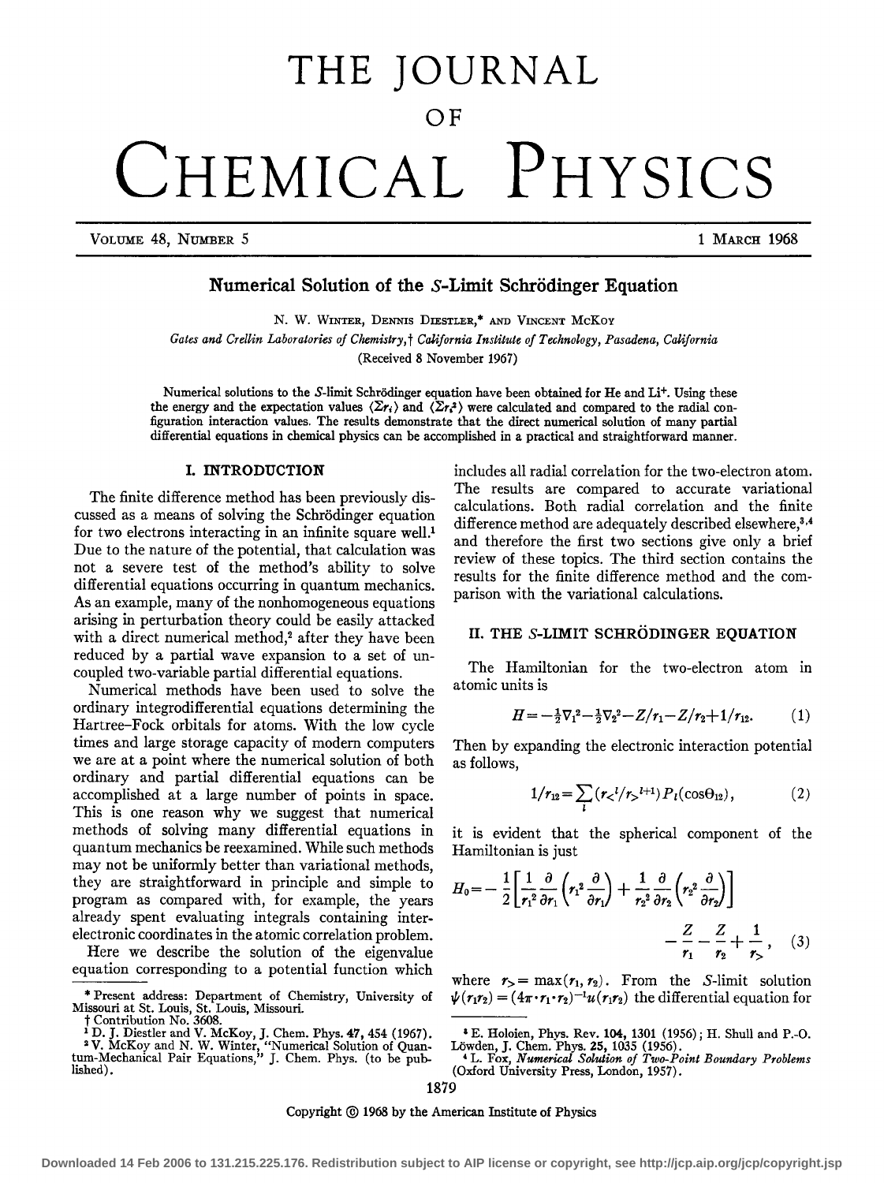# THE JOURNAL OF CHEMICAL PHYSICS

VOLUME 48, NUMBER 5 — 1 MARCH 1968

## Numerical Solution of the S-Limit Schrödinger Equation

N. W. WINTER, DENNIS DIESTLER,* AND VINCENT MCKOY

*Gates and Crellin Laboratories of Chemistry,† California Institute of Technology, Pasadena, California*

(Received 8 November 1967)

Numerical solutions to the S-limit Schrödinger equation have been obtained for He and $Li^+$. Using these the energy and the expectation values $\langle \Sigma r_i \rangle$ and $\langle \Sigma r_i^2 \rangle$ were calculated and compared to the radial configuration interaction values. The results demonstrate that the direct numerical solution of many partial differential equations in chemical physics can be accomplished in a practical and straightforward manner.

### I. INTRODUCTION

The finite difference method has been previously discussed as a means of solving the Schrödinger equation for two electrons interacting in an infinite square well.[1] Due to the nature of the potential, that calculation was not a severe test of the method's ability to solve differential equations occurring in quantum mechanics. As an example, many of the nonhomogeneous equations arising in perturbation theory could be easily attacked with a direct numerical method,[2] after they have been reduced by a partial wave expansion to a set of uncoupled two-variable partial differential equations.

Numerical methods have been used to solve the ordinary integrodifferential equations determining the Hartree–Fock orbitals for atoms. With the low cycle times and large storage capacity of modern computers we are at a point where the numerical solution of both ordinary and partial differential equations can be accomplished at a large number of points in space. This is one reason why we suggest that numerical methods of solving many differential equations in quantum mechanics be reexamined. While such methods may not be uniformly better than variational methods, they are straightforward in principle and simple to program as compared with, for example, the years already spent evaluating integrals containing interelectronic coordinates in the atomic correlation problem.

Here we describe the solution of the eigenvalue equation corresponding to a potential function which includes all radial correlation for the two-electron atom. The results are compared to accurate variational calculations. Both radial correlation and the finite difference method are adequately described elsewhere,[3,4] and therefore the first two sections give only a brief review of these topics. The third section contains the results for the finite difference method and the comparison with the variational calculations.

### II. THE S-LIMIT SCHRÖDINGER EQUATION

The Hamiltonian for the two-electron atom in atomic units is

$$H = -\tfrac{1}{2}\nabla_1^2 - \tfrac{1}{2}\nabla_2^2 - Z/r_1 - Z/r_2 + 1/r_{12}. \qquad (1)$$

Then by expanding the electronic interaction potential as follows,

$$1/r_{12} = \sum_l (r_<^l / r_>^{l+1}) P_l(\cos\Theta_{12}), \qquad (2)$$

it is evident that the spherical component of the Hamiltonian is just

$$H_0 = -\frac{1}{2}\left[\frac{1}{r_1^2}\frac{\partial}{\partial r_1}\left(r_1^2\frac{\partial}{\partial r_1}\right) + \frac{1}{r_2^2}\frac{\partial}{\partial r_2}\left(r_2^2\frac{\partial}{\partial r_2}\right)\right] - \frac{Z}{r_1} - \frac{Z}{r_2} + \frac{1}{r_>}, \qquad (3)$$

where $r_> = \max(r_1, r_2)$. From the S-limit solution $\psi(r_1 r_2) = (4\pi \cdot r_1 \cdot r_2)^{-1} u(r_1 r_2)$ the differential equation for

---

\* Present address: Department of Chemistry, University of Missouri at St. Louis, St. Louis, Missouri.

† Contribution No. 3608.

[1] D. J. Diestler and V. McKoy, J. Chem. Phys. **47**, 454 (1967).

[2] V. McKoy and N. W. Winter, "Numerical Solution of Quantum-Mechanical Pair Equations," J. Chem. Phys. (to be published).

[3] E. Holøien, Phys. Rev. **104**, 1301 (1956); H. Shull and P.-O. Löwden, J. Chem. Phys. **25**, 1035 (1956).

[4] L. Fox, *Numerical Solution of Two-Point Boundary Problems* (Oxford University Press, London, 1957).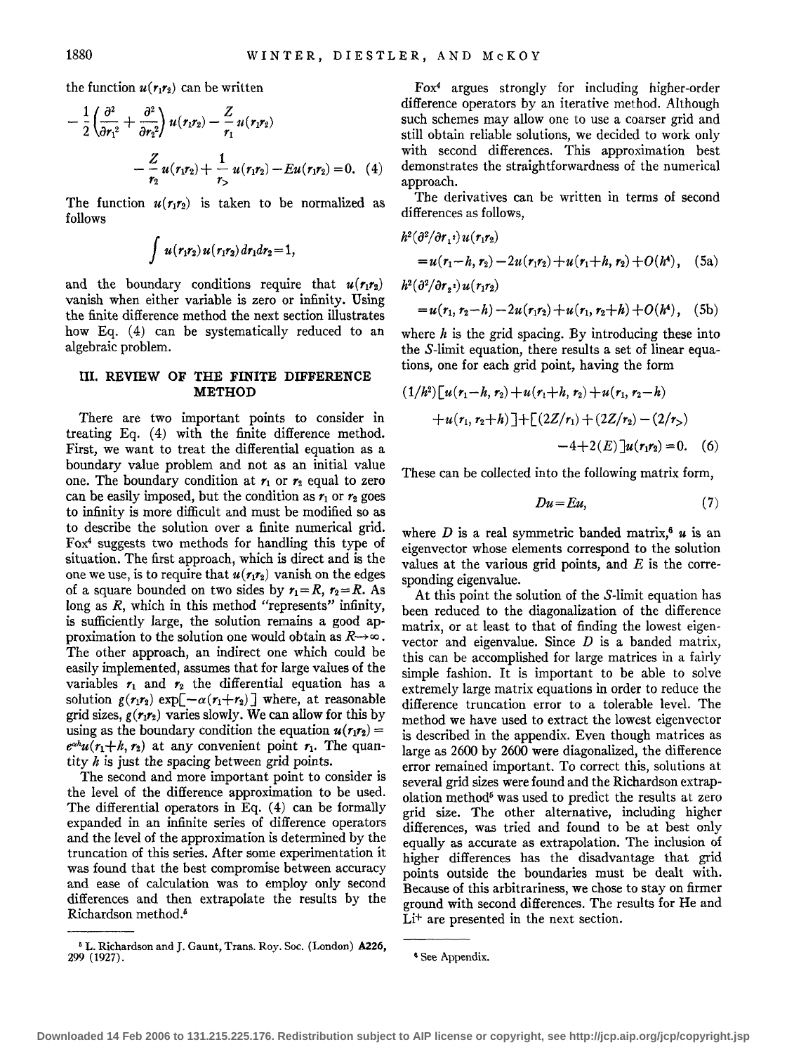the function $u(r_1r_2)$ can be written

$$-\frac{1}{2}\left(\frac{\partial^2}{\partial r_1^2}+\frac{\partial^2}{\partial r_2^2}\right)u(r_1r_2)-\frac{Z}{r_1}u(r_1r_2)-\frac{Z}{r_2}u(r_1r_2)+\frac{1}{r_>}u(r_1r_2)-Eu(r_1r_2)=0. \quad (4)$$

The function $u(r_1r_2)$ is taken to be normalized as follows

$$\int u(r_1r_2)u(r_1r_2)dr_1dr_2=1,$$

and the boundary conditions require that $u(r_1r_2)$ vanish when either variable is zero or infinity. Using the finite difference method the next section illustrates how Eq. (4) can be systematically reduced to an algebraic problem.

## III. REVIEW OF THE FINITE DIFFERENCE METHOD

There are two important points to consider in treating Eq. (4) with the finite difference method. First, we want to treat the differential equation as a boundary value problem and not as an initial value one. The boundary condition at $r_1$ or $r_2$ equal to zero can be easily imposed, but the condition as $r_1$ or $r_2$ goes to infinity is more difficult and must be modified so as to describe the solution over a finite numerical grid. Fox[4] suggests two methods for handling this type of situation. The first approach, which is direct and is the one we use, is to require that $u(r_1r_2)$ vanish on the edges of a square bounded on two sides by $r_1=R$, $r_2=R$. As long as $R$, which in this method "represents" infinity, is sufficiently large, the solution remains a good approximation to the solution one would obtain as $R\rightarrow\infty$. The other approach, an indirect one which could be easily implemented, assumes that for large values of the variables $r_1$ and $r_2$ the differential equation has a solution $g(r_1r_2)\exp[-\alpha(r_1+r_2)]$ where, at reasonable grid sizes, $g(r_1r_2)$ varies slowly. We can allow for this by using as the boundary condition the equation $u(r_1r_2)=e^{\alpha h}u(r_1+h, r_2)$ at any convenient point $r_1$. The quantity $h$ is just the spacing between grid points.

The second and more important point to consider is the level of the difference approximation to be used. The differential operators in Eq. (4) can be formally expanded in an infinite series of difference operators and the level of the approximation is determined by the truncation of this series. After some experimentation it was found that the best compromise between accuracy and ease of calculation was to employ only second differences and then extrapolate the results by the Richardson method.[5]

[5] L. Richardson and J. Gaunt, Trans. Roy. Soc. (London) **A226**, 299 (1927).

Fox[4] argues strongly for including higher-order difference operators by an iterative method. Although such schemes may allow one to use a coarser grid and still obtain reliable solutions, we decided to work only with second differences. This approximation best demonstrates the straightforwardness of the numerical approach.

The derivatives can be written in terms of second differences as follows,

$$h^2(\partial^2/\partial r_1^2)u(r_1r_2)=u(r_1-h, r_2)-2u(r_1r_2)+u(r_1+h, r_2)+O(h^4), \quad (5a)$$

$$h^2(\partial^2/\partial r_2^2)u(r_1r_2)=u(r_1, r_2-h)-2u(r_1r_2)+u(r_1, r_2+h)+O(h^4), \quad (5b)$$

where $h$ is the grid spacing. By introducing these into the $S$-limit equation, there results a set of linear equations, one for each grid point, having the form

$$(1/h^2)[u(r_1-h, r_2)+u(r_1+h, r_2)+u(r_1, r_2-h)+u(r_1, r_2+h)]+[(2Z/r_1)+(2Z/r_2)-(2/r_>)-4+2(E)]u(r_1r_2)=0. \quad (6)$$

These can be collected into the following matrix form,

$$Du=Eu, \quad (7)$$

where $D$ is a real symmetric banded matrix,[6] $u$ is an eigenvector whose elements correspond to the solution values at the various grid points, and $E$ is the corresponding eigenvalue.

At this point the solution of the $S$-limit equation has been reduced to the diagonalization of the difference matrix, or at least to that of finding the lowest eigenvector and eigenvalue. Since $D$ is a banded matrix, this can be accomplished for large matrices in a fairly simple fashion. It is important to be able to solve extremely large matrix equations in order to reduce the difference truncation error to a tolerable level. The method we have used to extract the lowest eigenvector is described in the appendix. Even though matrices as large as 2600 by 2600 were diagonalized, the difference error remained important. To correct this, solutions at several grid sizes were found and the Richardson extrapolation method[5] was used to predict the results at zero grid size. The other alternative, including higher differences, was tried and found to be at best only equally as accurate as extrapolation. The inclusion of higher differences has the disadvantage that grid points outside the boundaries must be dealt with. Because of this arbitrariness, we chose to stay on firmer ground with second differences. The results for He and $Li^+$ are presented in the next section.

[6] See Appendix.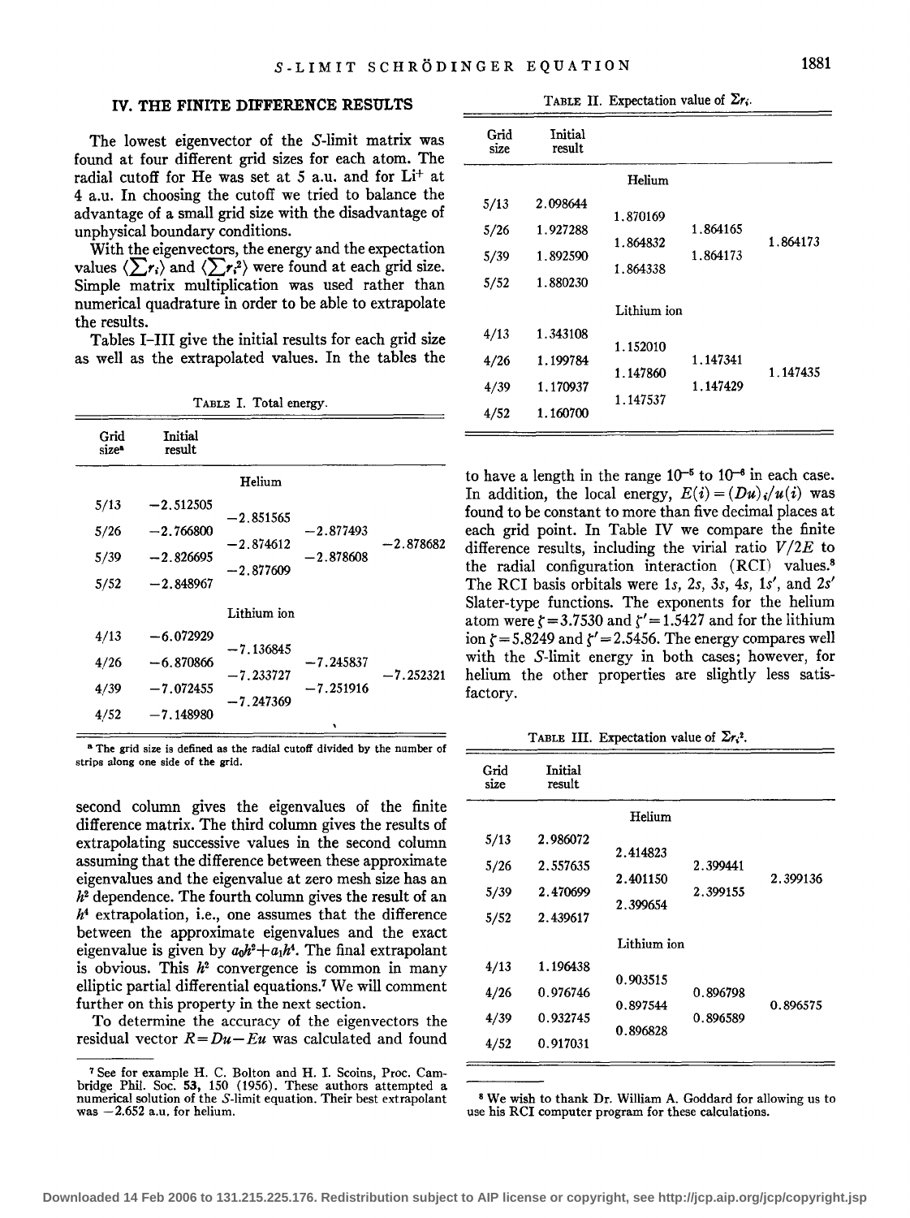## IV. THE FINITE DIFFERENCE RESULTS

The lowest eigenvector of the $S$-limit matrix was found at four different grid sizes for each atom. The radial cutoff for He was set at 5 a.u. and for $Li^+$ at 4 a.u. In choosing the cutoff we tried to balance the advantage of a small grid size with the disadvantage of unphysical boundary conditions.

With the eigenvectors, the energy and the expectation values $\langle\sum r_i\rangle$ and $\langle\sum r_i^2\rangle$ were found at each grid size. Simple matrix multiplication was used rather than numerical quadrature in order to be able to extrapolate the results.

Tables I–III give the initial results for each grid size as well as the extrapolated values. In the tables the second column gives the eigenvalues of the finite difference matrix. The third column gives the results of extrapolating successive values in the second column assuming that the difference between these approximate eigenvalues and the eigenvalue at zero mesh size has an $h^2$ dependence. The fourth column gives the result of an $h^4$ extrapolation, i.e., one assumes that the difference between the approximate eigenvalues and the exact eigenvalue is given by $a_0h^2+a_1h^4$. The final extrapolant is obvious. This $h^2$ convergence is common in many elliptic partial differential equations.[7] We will comment further on this property in the next section.

TABLE I. Total energy.

| Grid size[a] | Initial result | | | |
|---|---|---|---|---|
| | | Helium | | |
| 5/13 | −2.512505 | | | |
| | | −2.851565 | | |
| 5/26 | −2.766800 | | −2.877493 | |
| | | −2.874612 | | −2.878682 |
| 5/39 | −2.826695 | | −2.878608 | |
| | | −2.877609 | | |
| 5/52 | −2.848967 | | | |
| | | Lithium ion | | |
| 4/13 | −6.072929 | | | |
| | | −7.136845 | | |
| 4/26 | −6.870866 | | −7.245837 | |
| | | −7.233727 | | −7.252321 |
| 4/39 | −7.072455 | | −7.251916 | |
| | | −7.247369 | | |
| 4/52 | −7.148980 | | | |

[a] The grid size is defined as the radial cutoff divided by the number of strips along one side of the grid.

To determine the accuracy of the eigenvectors the residual vector $R=Du-Eu$ was calculated and found to have a length in the range $10^{-5}$ to $10^{-6}$ in each case. In addition, the local energy, $E(i)=(Du)_i/u(i)$ was found to be constant to more than five decimal places at each grid point. In Table IV we compare the finite difference results, including the virial ratio $V/2E$ to the radial configuration interaction (RCI) values.[8] The RCI basis orbitals were $1s$, $2s$, $3s$, $4s$, $1s'$, and $2s'$ Slater-type functions. The exponents for the helium atom were $\zeta=3.7530$ and $\zeta'=1.5427$ and for the lithium ion $\zeta=5.8249$ and $\zeta'=2.5456$. The energy compares well with the $S$-limit energy in both cases; however, for helium the other properties are slightly less satisfactory.

TABLE II. Expectation value of $\Sigma r_i$.

| Grid size | Initial result | | | |
|---|---|---|---|---|
| | | Helium | | |
| 5/13 | 2.098644 | | | |
| | | 1.870169 | | |
| 5/26 | 1.927288 | | 1.864165 | |
| | | 1.864832 | | 1.864173 |
| 5/39 | 1.892590 | | 1.864173 | |
| | | 1.864338 | | |
| 5/52 | 1.880230 | | | |
| | | Lithium ion | | |
| 4/13 | 1.343108 | | | |
| | | 1.152010 | | |
| 4/26 | 1.199784 | | 1.147341 | |
| | | 1.147860 | | 1.147435 |
| 4/39 | 1.170937 | | 1.147429 | |
| | | 1.147537 | | |
| 4/52 | 1.160700 | | | |

TABLE III. Expectation value of $\Sigma r_i^2$.

| Grid size | Initial result | | | |
|---|---|---|---|---|
| | | Helium | | |
| 5/13 | 2.986072 | | | |
| | | 2.414823 | | |
| 5/26 | 2.557635 | | 2.399441 | |
| | | 2.401150 | | 2.399136 |
| 5/39 | 2.470699 | | 2.399155 | |
| | | 2.399654 | | |
| 5/52 | 2.439617 | | | |
| | | Lithium ion | | |
| 4/13 | 1.196438 | | | |
| | | 0.903515 | | |
| 4/26 | 0.976746 | | 0.896798 | |
| | | 0.897544 | | 0.896575 |
| 4/39 | 0.932745 | | 0.896589 | |
| | | 0.896828 | | |
| 4/52 | 0.917031 | | | |

[7] See for example H. C. Bolton and H. I. Scoins, Proc. Cambridge Phil. Soc. **53**, 150 (1956). These authors attempted a numerical solution of the $S$-limit equation. Their best extrapolant was −2.652 a.u. for helium.

[8] We wish to thank Dr. William A. Goddard for allowing us to use his RCI computer program for these calculations.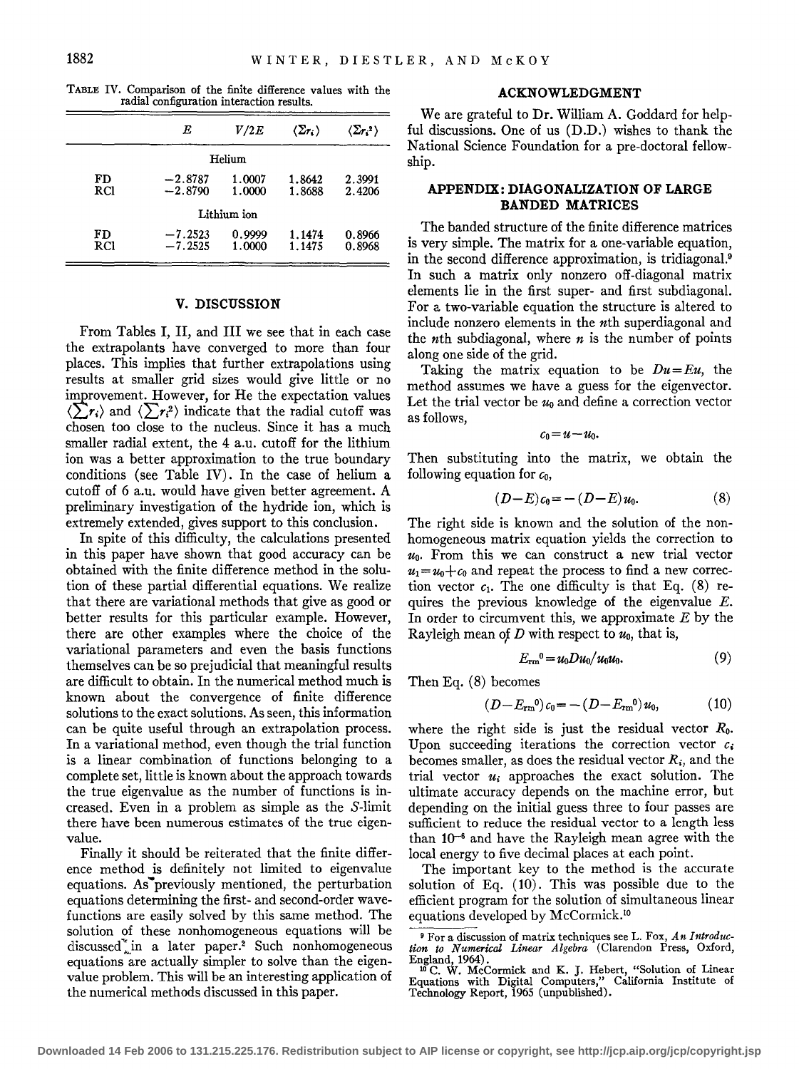TABLE IV. Comparison of the finite difference values with the radial configuration interaction results.

| | $E$ | $V/2E$ | $\langle\Sigma r_i\rangle$ | $\langle\Sigma r_i^2\rangle$ |
|---|---|---|---|---|
| | | Helium | | |
| FD | −2.8787 | 1.0007 | 1.8642 | 2.3991 |
| RCI | −2.8790 | 1.0000 | 1.8688 | 2.4206 |
| | | Lithium ion | | |
| FD | −7.2523 | 0.9999 | 1.1474 | 0.8966 |
| RCI | −7.2525 | 1.0000 | 1.1475 | 0.8968 |

## V. DISCUSSION

From Tables I, II, and III we see that in each case the extrapolants have converged to more than four places. This implies that further extrapolations using results at smaller grid sizes would give little or no improvement. However, for He the expectation values $\langle\sum r_i\rangle$ and $\langle\sum r_i^2\rangle$ indicate that the radial cutoff was chosen too close to the nucleus. Since it has a much smaller radial extent, the 4 a.u. cutoff for the lithium ion was a better approximation to the true boundary conditions (see Table IV). In the case of helium a cutoff of 6 a.u. would have given better agreement. A preliminary investigation of the hydride ion, which is extremely extended, gives support to this conclusion.

In spite of this difficulty, the calculations presented in this paper have shown that good accuracy can be obtained with the finite difference method in the solution of these partial differential equations. We realize that there are variational methods that give as good or better results for this particular example. However, there are other examples where the choice of the variational parameters and even the basis functions themselves can be so prejudicial that meaningful results are difficult to obtain. In the numerical method much is known about the convergence of finite difference solutions to the exact solutions. As seen, this information can be quite useful through an extrapolation process. In a variational method, even though the trial function is a linear combination of functions belonging to a complete set, little is known about the approach towards the true eigenvalue as the number of functions is increased. Even in a problem as simple as the $S$-limit there have been numerous estimates of the true eigenvalue.

Finally it should be reiterated that the finite difference method is definitely not limited to eigenvalue equations. As previously mentioned, the perturbation equations determining the first- and second-order wavefunctions are easily solved by this same method. The solution of these nonhomogeneous equations will be discussed in a later paper.[2] Such nonhomogeneous equations are actually simpler to solve than the eigenvalue problem. This will be an interesting application of the numerical methods discussed in this paper.

## ACKNOWLEDGMENT

We are grateful to Dr. William A. Goddard for helpful discussions. One of us (D.D.) wishes to thank the National Science Foundation for a pre-doctoral fellowship.

## APPENDIX: DIAGONALIZATION OF LARGE BANDED MATRICES

The banded structure of the finite difference matrices is very simple. The matrix for a one-variable equation, in the second difference approximation, is tridiagonal.[9] In such a matrix only nonzero off-diagonal matrix elements lie in the first super- and first subdiagonal. For a two-variable equation the structure is altered to include nonzero elements in the $n$th superdiagonal and the $n$th subdiagonal, where $n$ is the number of points along one side of the grid.

Taking the matrix equation to be $Du=Eu$, the method assumes we have a guess for the eigenvector. Let the trial vector be $u_0$ and define a correction vector as follows,

$$c_0=u-u_0.$$

Then substituting into the matrix, we obtain the following equation for $c_0$,

$$(D-E)c_0=-(D-E)u_0. \tag{8}$$

The right side is known and the solution of the nonhomogeneous matrix equation yields the correction to $u_0$. From this we can construct a new trial vector $u_1=u_0+c_0$ and repeat the process to find a new correction vector $c_1$. The one difficulty is that Eq. (8) requires the previous knowledge of the eigenvalue $E$. In order to circumvent this, we approximate $E$ by the Rayleigh mean of $D$ with respect to $u_0$, that is,

$$E_{\mathrm{rm}}^0=u_0Du_0/u_0u_0. \tag{9}$$

Then Eq. (8) becomes

$$(D-E_{\mathrm{rm}}^0)c_0=-(D-E_{\mathrm{rm}}^0)u_0, \tag{10}$$

where the right side is just the residual vector $R_0$. Upon succeeding iterations the correction vector $c_i$ becomes smaller, as does the residual vector $R_i$, and the trial vector $u_i$ approaches the exact solution. The ultimate accuracy depends on the machine error, but depending on the initial guess three to four passes are sufficient to reduce the residual vector to a length less than $10^{-6}$ and have the Rayleigh mean agree with the local energy to five decimal places at each point.

The important key to the method is the accurate solution of Eq. (10). This was possible due to the efficient program for the solution of simultaneous linear equations developed by McCormick.[10]

---

[9] For a discussion of matrix techniques see L. Fox, *An Introduction to Numerical Linear Algebra* (Clarendon Press, Oxford, England, 1964).

[10] C. W. McCormick and K. J. Hebert, "Solution of Linear Equations with Digital Computers," California Institute of Technology Report, 1965 (unpublished).